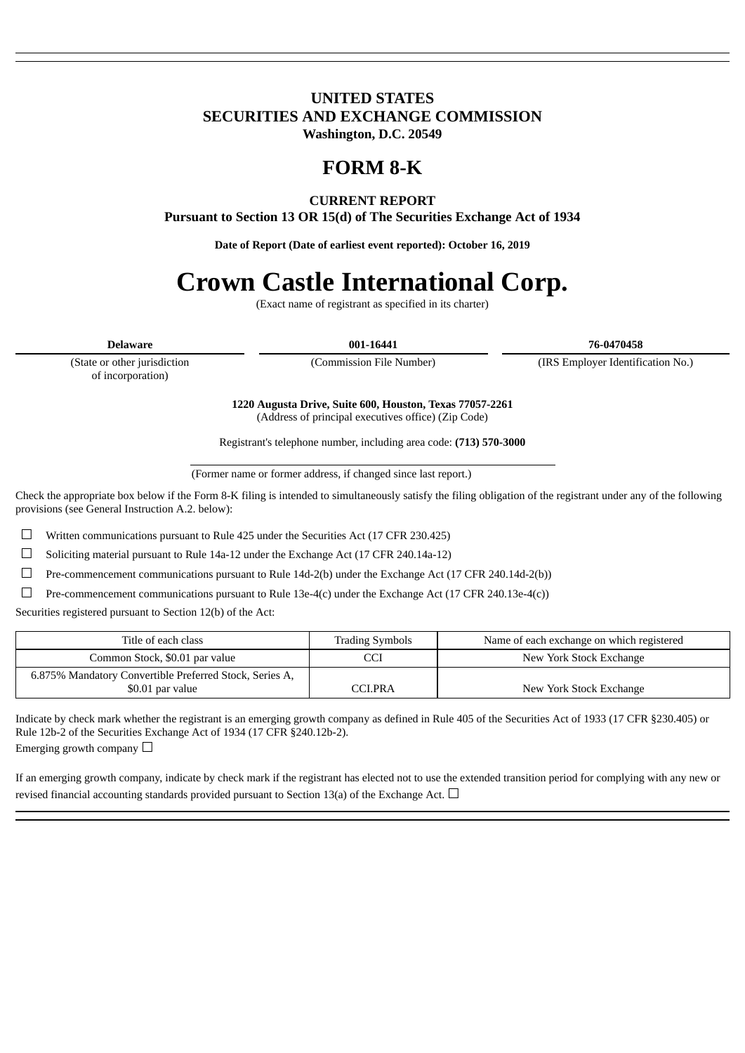# UNITED STATES
# SECURITIES AND EXCHANGE COMMISSION
**Washington, D.C. 20549**

# FORM 8-K

**CURRENT REPORT**
**Pursuant to Section 13 OR 15(d) of The Securities Exchange Act of 1934**

**Date of Report (Date of earliest event reported): October 16, 2019**

# Crown Castle International Corp.

(Exact name of registrant as specified in its charter)

| **Delaware** | **001-16441** | **76-0470458** |
|---|---|---|
| (State or other jurisdiction of incorporation) | (Commission File Number) | (IRS Employer Identification No.) |

**1220 Augusta Drive, Suite 600, Houston, Texas 77057-2261**
(Address of principal executives office) (Zip Code)

Registrant's telephone number, including area code: **(713) 570-3000**

(Former name or former address, if changed since last report.)

Check the appropriate box below if the Form 8-K filing is intended to simultaneously satisfy the filing obligation of the registrant under any of the following provisions (see General Instruction A.2. below):

☐ Written communications pursuant to Rule 425 under the Securities Act (17 CFR 230.425)

☐ Soliciting material pursuant to Rule 14a-12 under the Exchange Act (17 CFR 240.14a-12)

☐ Pre-commencement communications pursuant to Rule 14d-2(b) under the Exchange Act (17 CFR 240.14d-2(b))

☐ Pre-commencement communications pursuant to Rule 13e-4(c) under the Exchange Act (17 CFR 240.13e-4(c))

Securities registered pursuant to Section 12(b) of the Act:

| Title of each class | Trading Symbols | Name of each exchange on which registered |
|---|---|---|
| Common Stock, $0.01 par value | CCI | New York Stock Exchange |
| 6.875% Mandatory Convertible Preferred Stock, Series A, $0.01 par value | CCI.PRA | New York Stock Exchange |

Indicate by check mark whether the registrant is an emerging growth company as defined in Rule 405 of the Securities Act of 1933 (17 CFR §230.405) or Rule 12b-2 of the Securities Exchange Act of 1934 (17 CFR §240.12b-2).
Emerging growth company ☐

If an emerging growth company, indicate by check mark if the registrant has elected not to use the extended transition period for complying with any new or revised financial accounting standards provided pursuant to Section 13(a) of the Exchange Act. ☐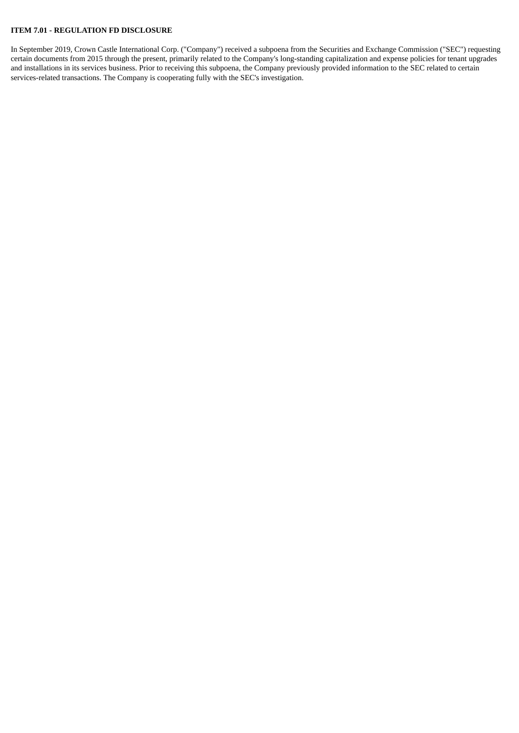**ITEM 7.01 - REGULATION FD DISCLOSURE**

In September 2019, Crown Castle International Corp. ("Company") received a subpoena from the Securities and Exchange Commission ("SEC") requesting certain documents from 2015 through the present, primarily related to the Company's long-standing capitalization and expense policies for tenant upgrades and installations in its services business. Prior to receiving this subpoena, the Company previously provided information to the SEC related to certain services-related transactions. The Company is cooperating fully with the SEC's investigation.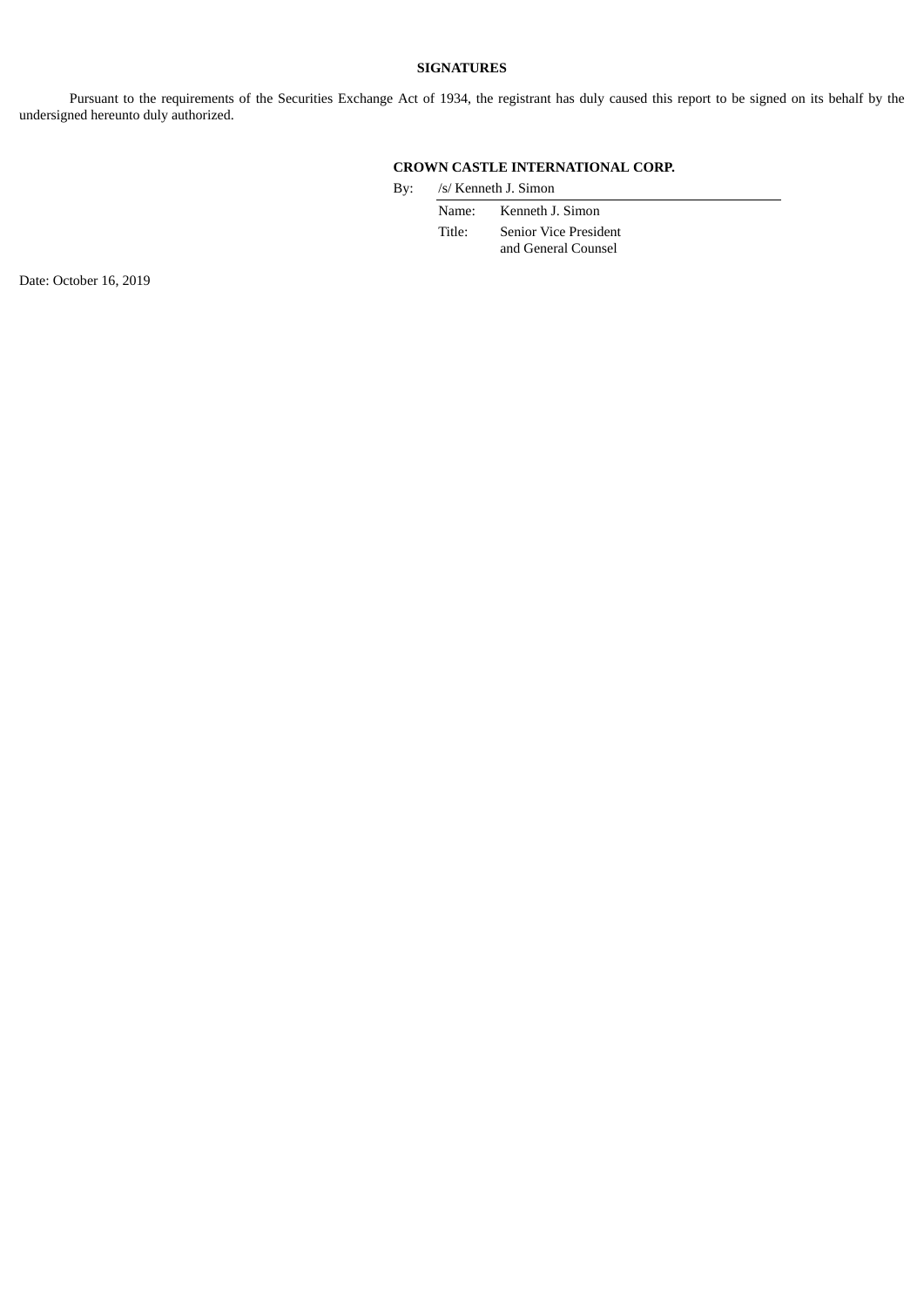**SIGNATURES**

Pursuant to the requirements of the Securities Exchange Act of 1934, the registrant has duly caused this report to be signed on its behalf by the undersigned hereunto duly authorized.

**CROWN CASTLE INTERNATIONAL CORP.**

By: /s/ Kenneth J. Simon

Name: Kenneth J. Simon

Title: Senior Vice President and General Counsel

Date: October 16, 2019